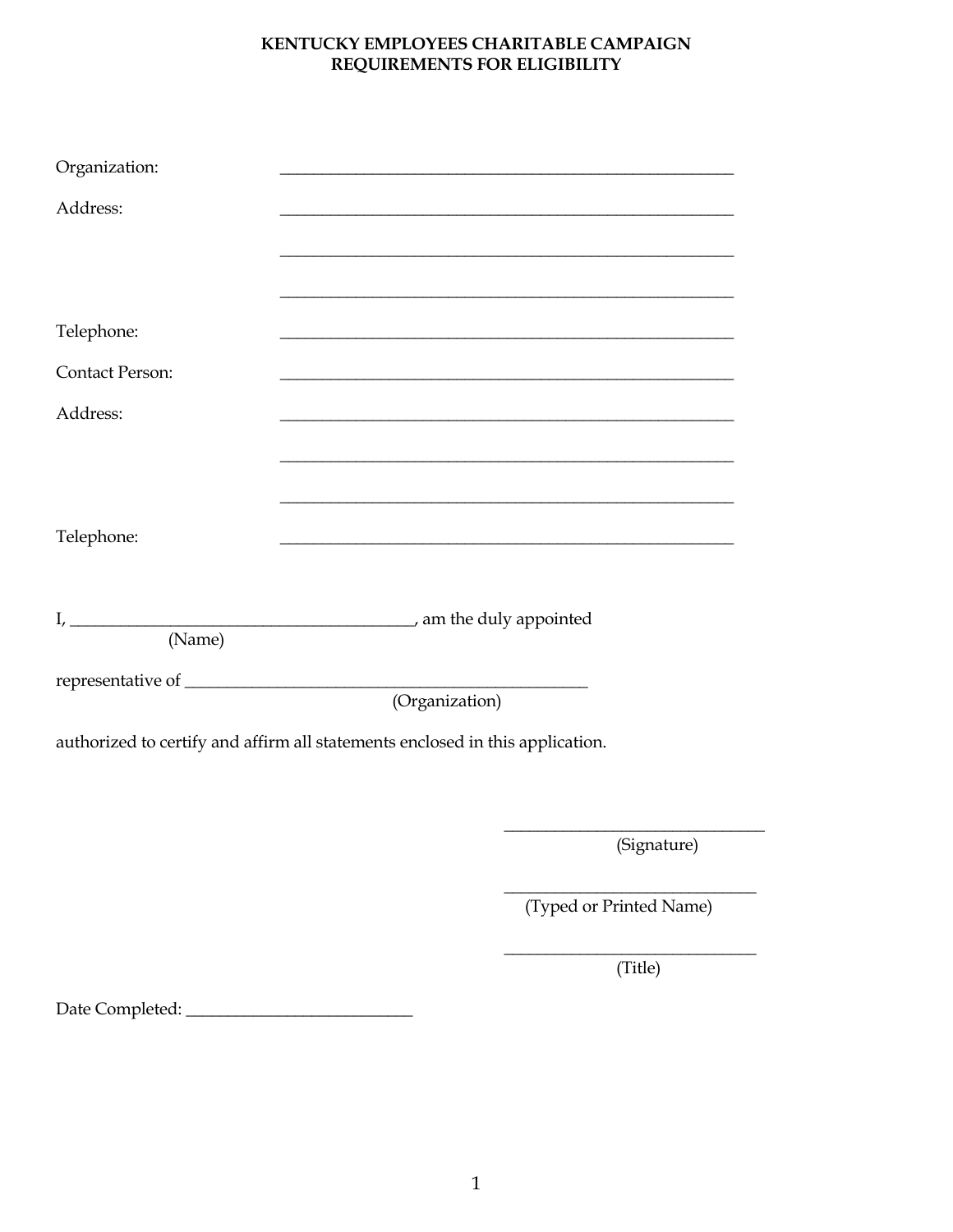# KENTUCKY EMPLOYEES CHARITABLE CAMPAIGN
## REQUIREMENTS FOR ELIGIBILITY

Organization: ______________________________________________________

Address: ______________________________________________________

______________________________________________________

______________________________________________________

Telephone: ______________________________________________________

Contact Person: ______________________________________________________

Address: ______________________________________________________

______________________________________________________

______________________________________________________

Telephone: ______________________________________________________

I, ________________________________________, am the duly appointed
(Name)

representative of ______________________________________________
(Organization)

authorized to certify and affirm all statements enclosed in this application.

______________________________
(Signature)

______________________________
(Typed or Printed Name)

______________________________
(Title)

Date Completed: __________________________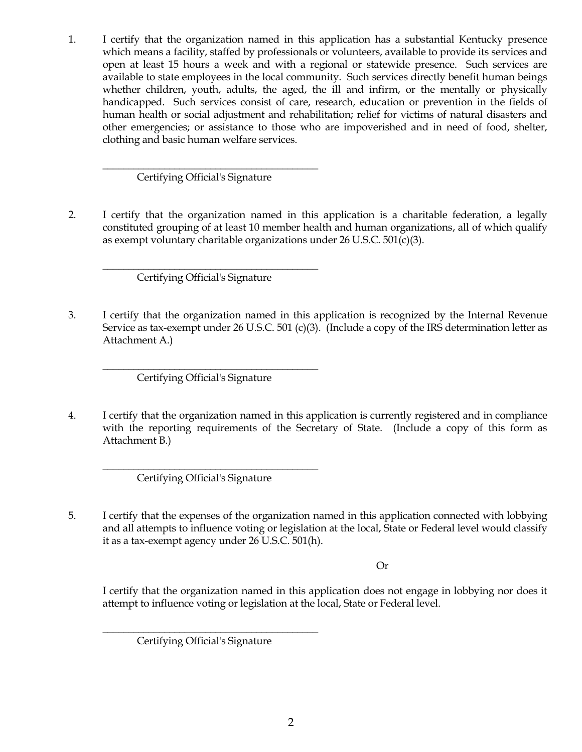1. I certify that the organization named in this application has a substantial Kentucky presence which means a facility, staffed by professionals or volunteers, available to provide its services and open at least 15 hours a week and with a regional or statewide presence. Such services are available to state employees in the local community. Such services directly benefit human beings whether children, youth, adults, the aged, the ill and infirm, or the mentally or physically handicapped. Such services consist of care, research, education or prevention in the fields of human health or social adjustment and rehabilitation; relief for victims of natural disasters and other emergencies; or assistance to those who are impoverished and in need of food, shelter, clothing and basic human welfare services.

   ___________________________________________
   Certifying Official's Signature

2. I certify that the organization named in this application is a charitable federation, a legally constituted grouping of at least 10 member health and human organizations, all of which qualify as exempt voluntary charitable organizations under 26 U.S.C. 501(c)(3).

   ___________________________________________
   Certifying Official's Signature

3. I certify that the organization named in this application is recognized by the Internal Revenue Service as tax-exempt under 26 U.S.C. 501 (c)(3). (Include a copy of the IRS determination letter as Attachment A.)

   ___________________________________________
   Certifying Official's Signature

4. I certify that the organization named in this application is currently registered and in compliance with the reporting requirements of the Secretary of State. (Include a copy of this form as Attachment B.)

   ___________________________________________
   Certifying Official's Signature

5. I certify that the expenses of the organization named in this application connected with lobbying and all attempts to influence voting or legislation at the local, State or Federal level would classify it as a tax-exempt agency under 26 U.S.C. 501(h).

   Or

   I certify that the organization named in this application does not engage in lobbying nor does it attempt to influence voting or legislation at the local, State or Federal level.

   ___________________________________________
   Certifying Official's Signature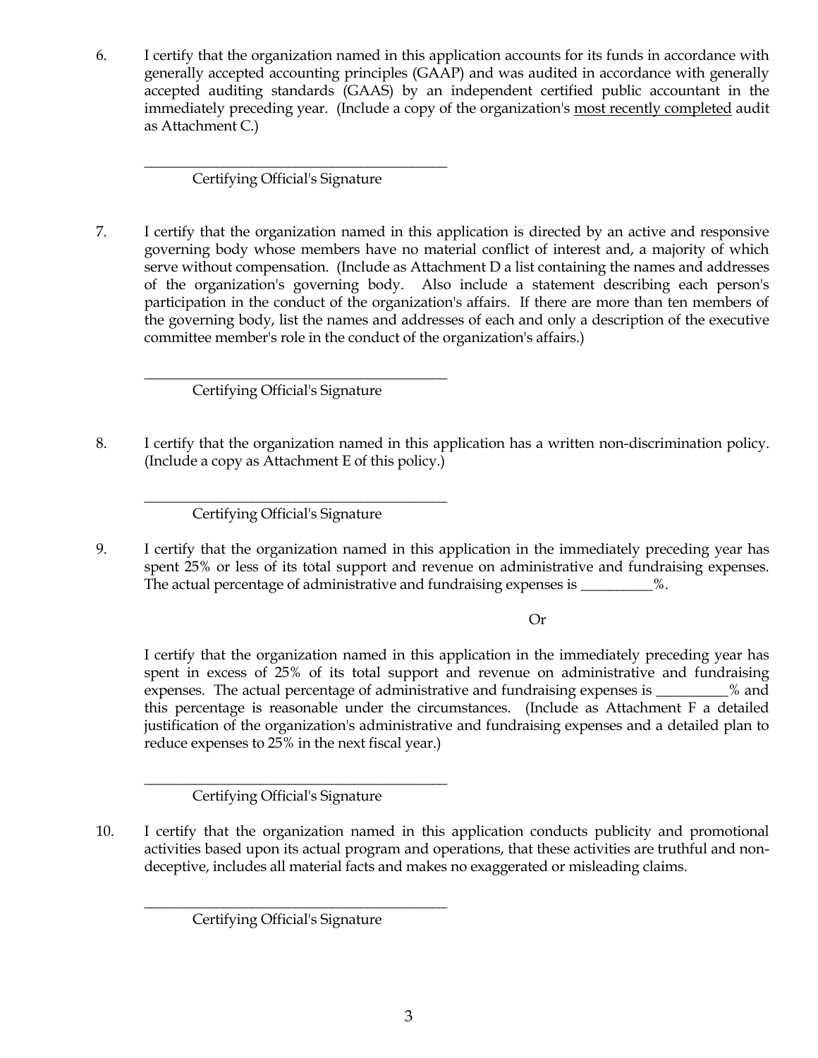6. I certify that the organization named in this application accounts for its funds in accordance with generally accepted accounting principles (GAAP) and was audited in accordance with generally accepted auditing standards (GAAS) by an independent certified public accountant in the immediately preceding year. (Include a copy of the organization's <u>most recently completed</u> audit as Attachment C.)

    ___________________________________________
    Certifying Official's Signature

7. I certify that the organization named in this application is directed by an active and responsive governing body whose members have no material conflict of interest and, a majority of which serve without compensation. (Include as Attachment D a list containing the names and addresses of the organization's governing body. Also include a statement describing each person's participation in the conduct of the organization's affairs. If there are more than ten members of the governing body, list the names and addresses of each and only a description of the executive committee member's role in the conduct of the organization's affairs.)

    ___________________________________________
    Certifying Official's Signature

8. I certify that the organization named in this application has a written non-discrimination policy. (Include a copy as Attachment E of this policy.)

    ___________________________________________
    Certifying Official's Signature

9. I certify that the organization named in this application in the immediately preceding year has spent 25% or less of its total support and revenue on administrative and fundraising expenses. The actual percentage of administrative and fundraising expenses is __________%.

    Or

    I certify that the organization named in this application in the immediately preceding year has spent in excess of 25% of its total support and revenue on administrative and fundraising expenses. The actual percentage of administrative and fundraising expenses is __________% and this percentage is reasonable under the circumstances. (Include as Attachment F a detailed justification of the organization's administrative and fundraising expenses and a detailed plan to reduce expenses to 25% in the next fiscal year.)

    ___________________________________________
    Certifying Official's Signature

10. I certify that the organization named in this application conducts publicity and promotional activities based upon its actual program and operations, that these activities are truthful and non-deceptive, includes all material facts and makes no exaggerated or misleading claims.

    ___________________________________________
    Certifying Official's Signature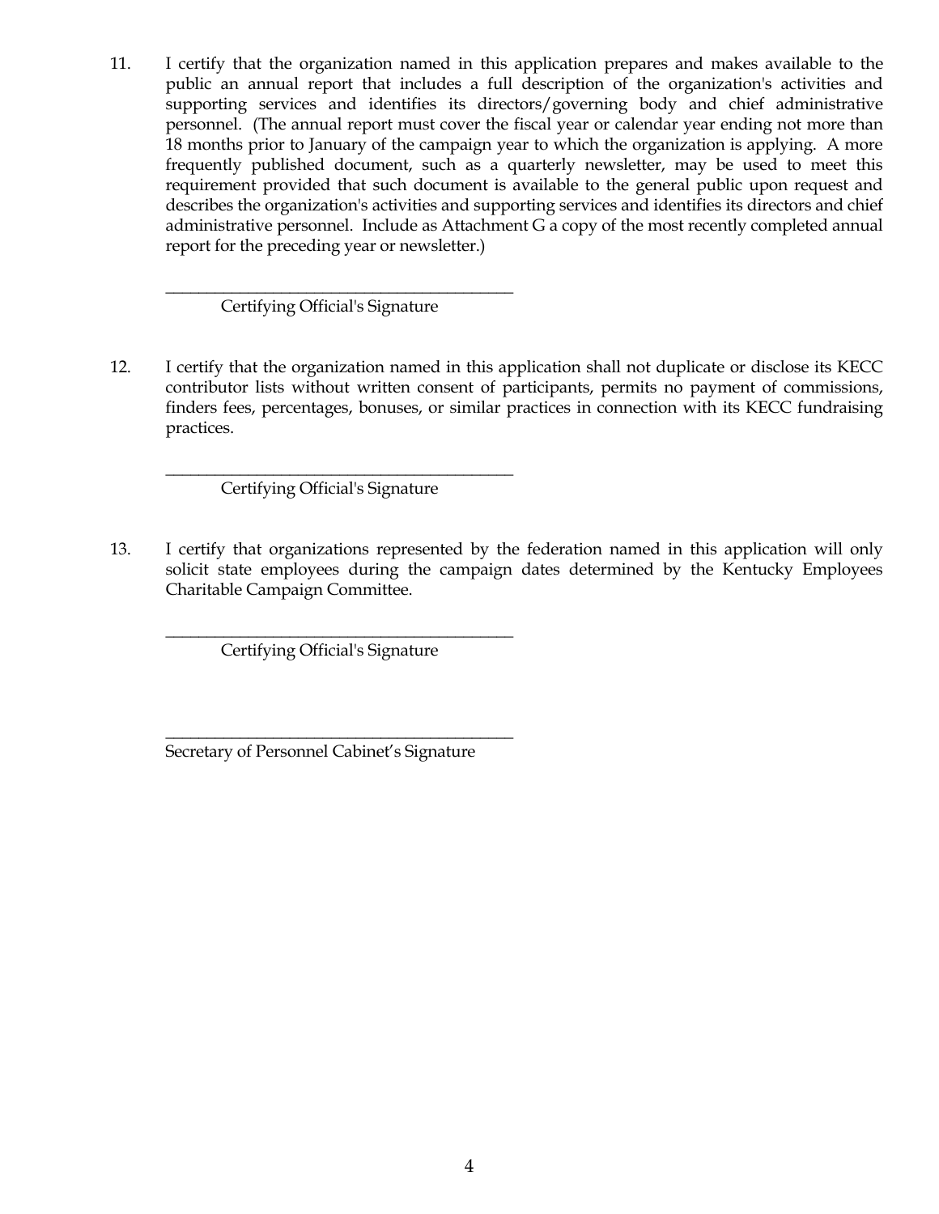11. I certify that the organization named in this application prepares and makes available to the public an annual report that includes a full description of the organization's activities and supporting services and identifies its directors/governing body and chief administrative personnel. (The annual report must cover the fiscal year or calendar year ending not more than 18 months prior to January of the campaign year to which the organization is applying. A more frequently published document, such as a quarterly newsletter, may be used to meet this requirement provided that such document is available to the general public upon request and describes the organization's activities and supporting services and identifies its directors and chief administrative personnel. Include as Attachment G a copy of the most recently completed annual report for the preceding year or newsletter.)

    ___________________________________________
    Certifying Official's Signature

12. I certify that the organization named in this application shall not duplicate or disclose its KECC contributor lists without written consent of participants, permits no payment of commissions, finders fees, percentages, bonuses, or similar practices in connection with its KECC fundraising practices.

    ___________________________________________
    Certifying Official's Signature

13. I certify that organizations represented by the federation named in this application will only solicit state employees during the campaign dates determined by the Kentucky Employees Charitable Campaign Committee.

    ___________________________________________
    Certifying Official's Signature

    ___________________________________________
    Secretary of Personnel Cabinet's Signature